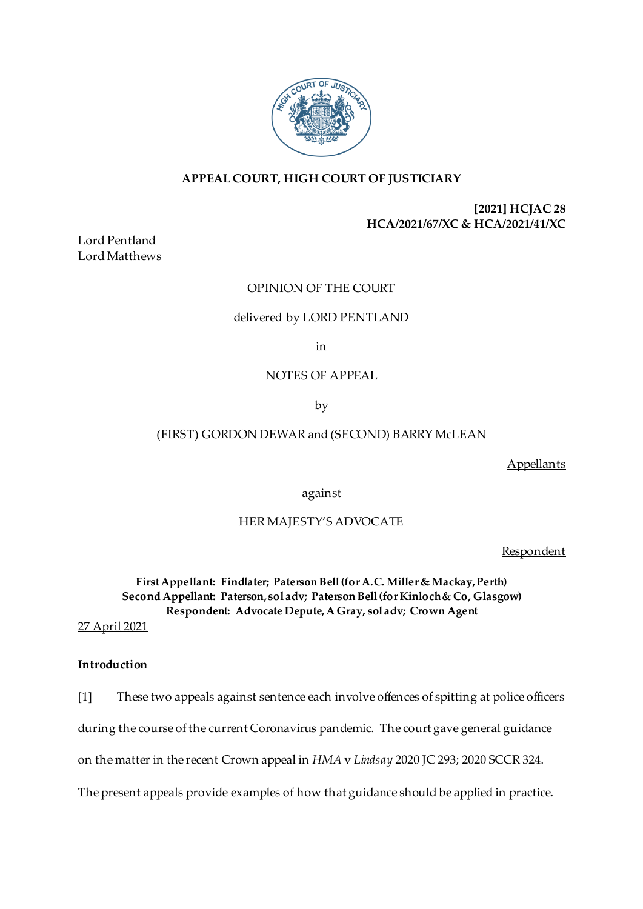**APPEAL COURT, HIGH COURT OF JUSTICIARY**

**[2021] HCJAC 28**
**HCA/2021/67/XC & HCA/2021/41/XC**

Lord Pentland
Lord Matthews

OPINION OF THE COURT

delivered by LORD PENTLAND

in

NOTES OF APPEAL

by

(FIRST) GORDON DEWAR and (SECOND) BARRY McLEAN

Appellants

against

HER MAJESTY'S ADVOCATE

Respondent

**First Appellant: Findlater; Paterson Bell (for A.C. Miller & Mackay, Perth)**
**Second Appellant: Paterson, sol adv; Paterson Bell (for Kinloch & Co, Glasgow)**
**Respondent: Advocate Depute, A Gray, sol adv; Crown Agent**

27 April 2021

**Introduction**

[1] These two appeals against sentence each involve offences of spitting at police officers during the course of the current Coronavirus pandemic. The court gave general guidance on the matter in the recent Crown appeal in *HMA* v *Lindsay* 2020 JC 293; 2020 SCCR 324. The present appeals provide examples of how that guidance should be applied in practice.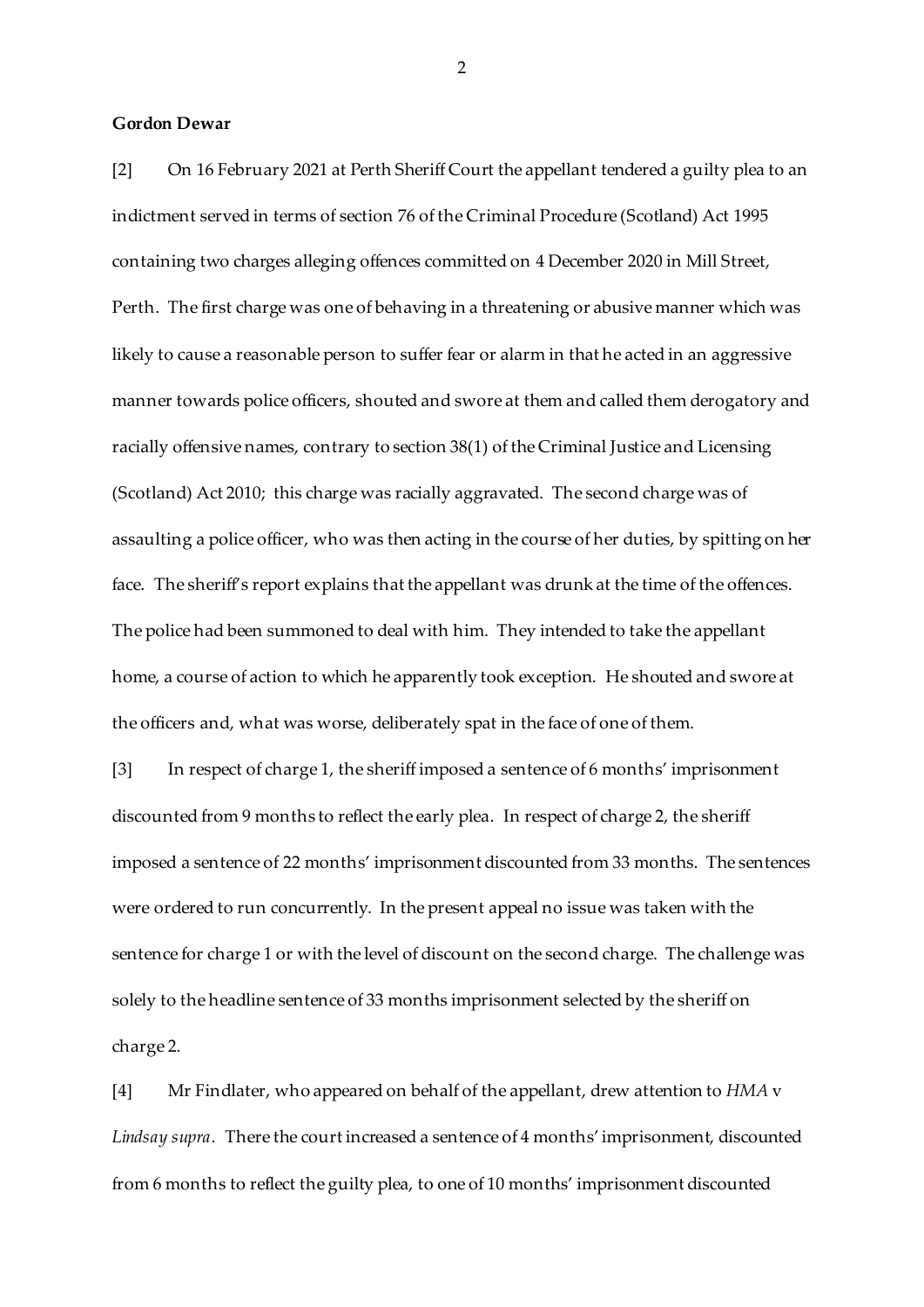**Gordon Dewar**

[2] On 16 February 2021 at Perth Sheriff Court the appellant tendered a guilty plea to an indictment served in terms of section 76 of the Criminal Procedure (Scotland) Act 1995 containing two charges alleging offences committed on 4 December 2020 in Mill Street, Perth. The first charge was one of behaving in a threatening or abusive manner which was likely to cause a reasonable person to suffer fear or alarm in that he acted in an aggressive manner towards police officers, shouted and swore at them and called them derogatory and racially offensive names, contrary to section 38(1) of the Criminal Justice and Licensing (Scotland) Act 2010; this charge was racially aggravated. The second charge was of assaulting a police officer, who was then acting in the course of her duties, by spitting on her face. The sheriff's report explains that the appellant was drunk at the time of the offences. The police had been summoned to deal with him. They intended to take the appellant home, a course of action to which he apparently took exception. He shouted and swore at the officers and, what was worse, deliberately spat in the face of one of them.

[3] In respect of charge 1, the sheriff imposed a sentence of 6 months' imprisonment discounted from 9 months to reflect the early plea. In respect of charge 2, the sheriff imposed a sentence of 22 months' imprisonment discounted from 33 months. The sentences were ordered to run concurrently. In the present appeal no issue was taken with the sentence for charge 1 or with the level of discount on the second charge. The challenge was solely to the headline sentence of 33 months imprisonment selected by the sheriff on charge 2.

[4] Mr Findlater, who appeared on behalf of the appellant, drew attention to *HMA* v *Lindsay supra*. There the court increased a sentence of 4 months' imprisonment, discounted from 6 months to reflect the guilty plea, to one of 10 months' imprisonment discounted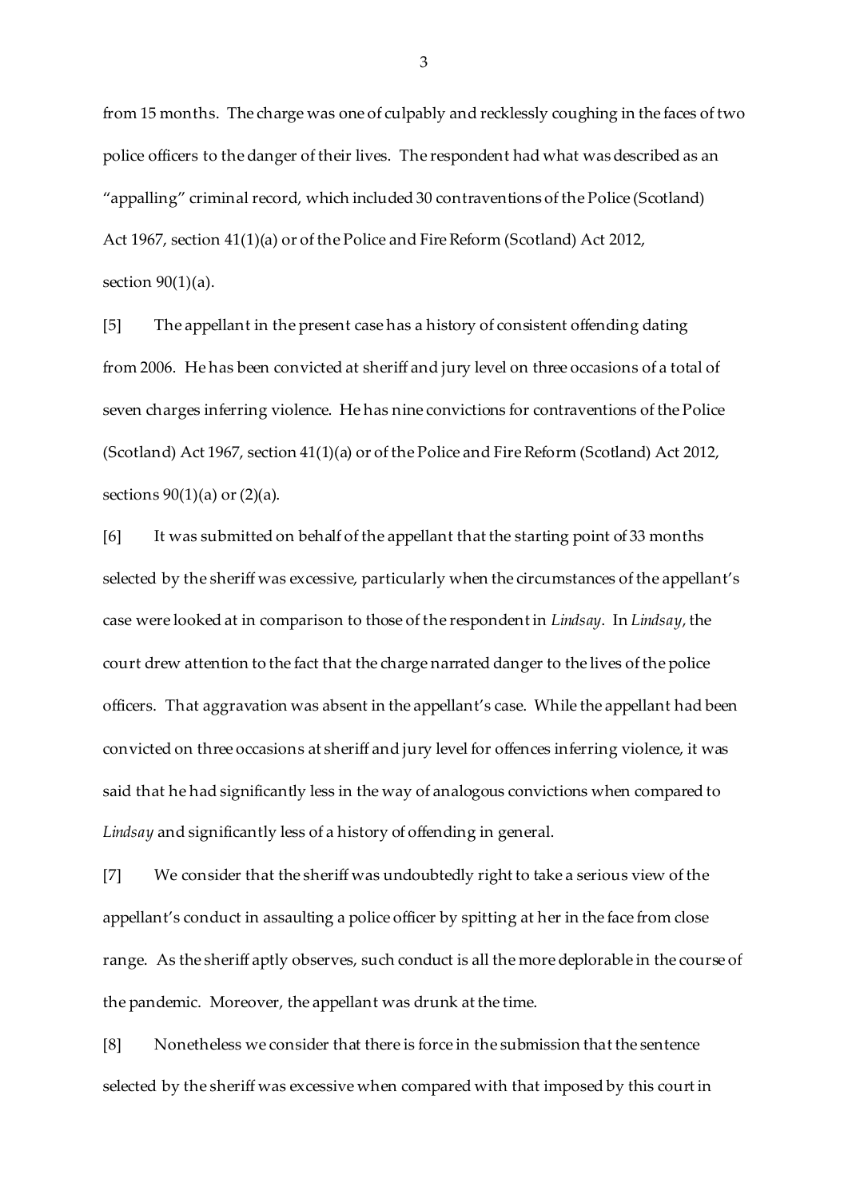from 15 months. The charge was one of culpably and recklessly coughing in the faces of two police officers to the danger of their lives. The respondent had what was described as an "appalling" criminal record, which included 30 contraventions of the Police (Scotland) Act 1967, section 41(1)(a) or of the Police and Fire Reform (Scotland) Act 2012, section 90(1)(a).

[5] The appellant in the present case has a history of consistent offending dating from 2006. He has been convicted at sheriff and jury level on three occasions of a total of seven charges inferring violence. He has nine convictions for contraventions of the Police (Scotland) Act 1967, section 41(1)(a) or of the Police and Fire Reform (Scotland) Act 2012, sections 90(1)(a) or (2)(a).

[6] It was submitted on behalf of the appellant that the starting point of 33 months selected by the sheriff was excessive, particularly when the circumstances of the appellant's case were looked at in comparison to those of the respondent in *Lindsay*. In *Lindsay*, the court drew attention to the fact that the charge narrated danger to the lives of the police officers. That aggravation was absent in the appellant's case. While the appellant had been convicted on three occasions at sheriff and jury level for offences inferring violence, it was said that he had significantly less in the way of analogous convictions when compared to *Lindsay* and significantly less of a history of offending in general.

[7] We consider that the sheriff was undoubtedly right to take a serious view of the appellant's conduct in assaulting a police officer by spitting at her in the face from close range. As the sheriff aptly observes, such conduct is all the more deplorable in the course of the pandemic. Moreover, the appellant was drunk at the time.

[8] Nonetheless we consider that there is force in the submission that the sentence selected by the sheriff was excessive when compared with that imposed by this court in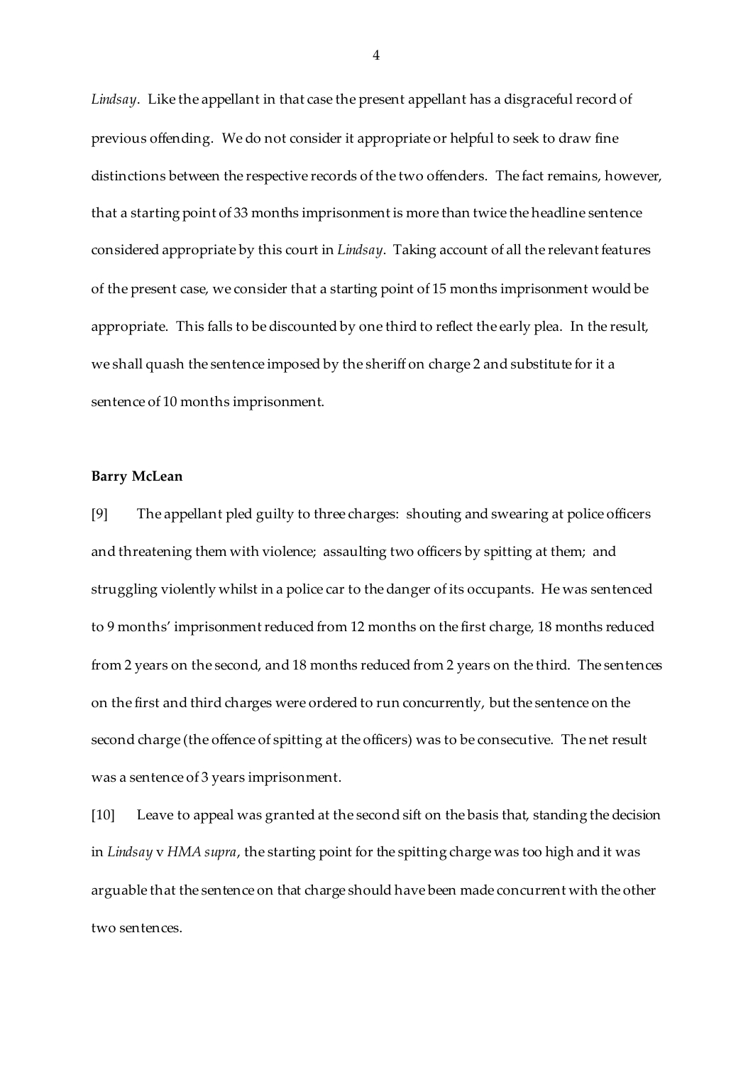*Lindsay*. Like the appellant in that case the present appellant has a disgraceful record of previous offending. We do not consider it appropriate or helpful to seek to draw fine distinctions between the respective records of the two offenders. The fact remains, however, that a starting point of 33 months imprisonment is more than twice the headline sentence considered appropriate by this court in *Lindsay*. Taking account of all the relevant features of the present case, we consider that a starting point of 15 months imprisonment would be appropriate. This falls to be discounted by one third to reflect the early plea. In the result, we shall quash the sentence imposed by the sheriff on charge 2 and substitute for it a sentence of 10 months imprisonment.

**Barry McLean**

[9] The appellant pled guilty to three charges: shouting and swearing at police officers and threatening them with violence; assaulting two officers by spitting at them; and struggling violently whilst in a police car to the danger of its occupants. He was sentenced to 9 months' imprisonment reduced from 12 months on the first charge, 18 months reduced from 2 years on the second, and 18 months reduced from 2 years on the third. The sentences on the first and third charges were ordered to run concurrently, but the sentence on the second charge (the offence of spitting at the officers) was to be consecutive. The net result was a sentence of 3 years imprisonment.

[10] Leave to appeal was granted at the second sift on the basis that, standing the decision in *Lindsay* v *HMA supra*, the starting point for the spitting charge was too high and it was arguable that the sentence on that charge should have been made concurrent with the other two sentences.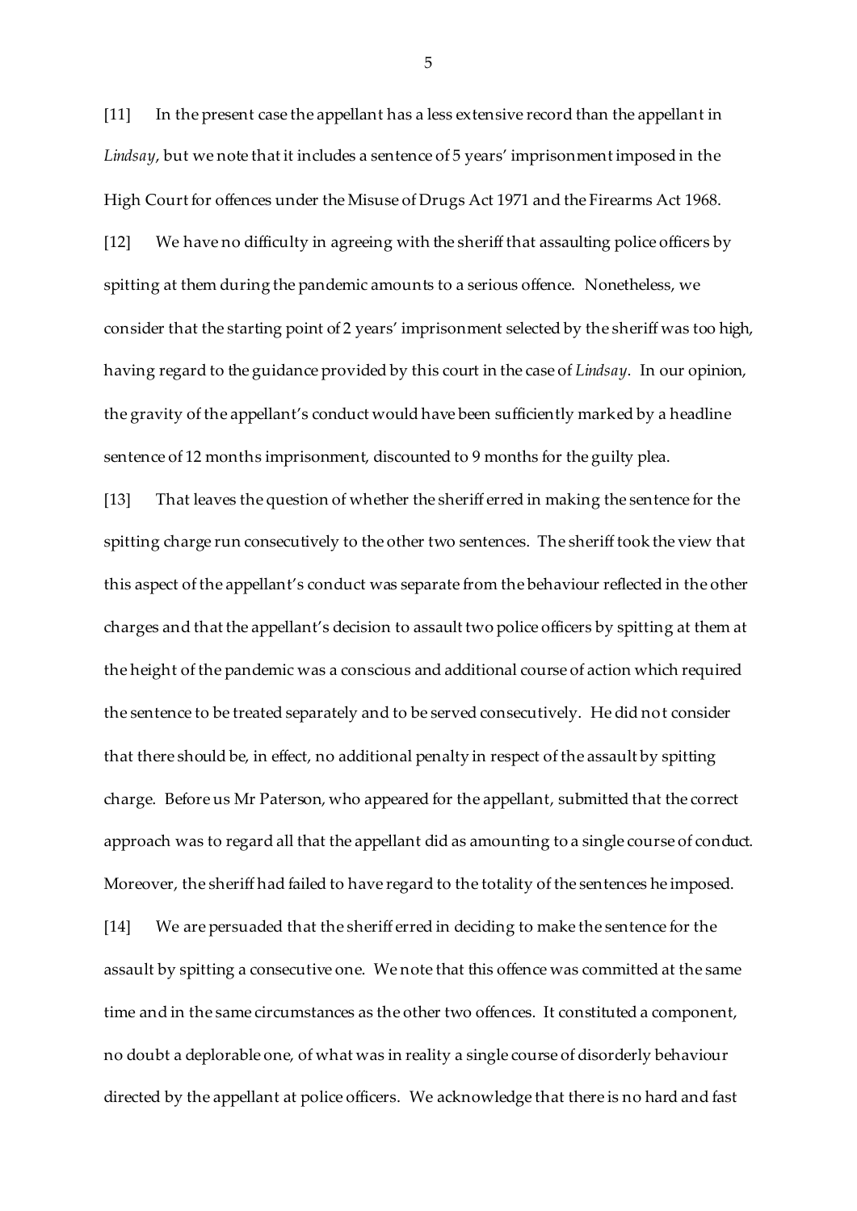[11] In the present case the appellant has a less extensive record than the appellant in *Lindsay*, but we note that it includes a sentence of 5 years' imprisonment imposed in the High Court for offences under the Misuse of Drugs Act 1971 and the Firearms Act 1968.

[12] We have no difficulty in agreeing with the sheriff that assaulting police officers by spitting at them during the pandemic amounts to a serious offence. Nonetheless, we consider that the starting point of 2 years' imprisonment selected by the sheriff was too high, having regard to the guidance provided by this court in the case of *Lindsay*. In our opinion, the gravity of the appellant's conduct would have been sufficiently marked by a headline sentence of 12 months imprisonment, discounted to 9 months for the guilty plea.

[13] That leaves the question of whether the sheriff erred in making the sentence for the spitting charge run consecutively to the other two sentences. The sheriff took the view that this aspect of the appellant's conduct was separate from the behaviour reflected in the other charges and that the appellant's decision to assault two police officers by spitting at them at the height of the pandemic was a conscious and additional course of action which required the sentence to be treated separately and to be served consecutively. He did not consider that there should be, in effect, no additional penalty in respect of the assault by spitting charge. Before us Mr Paterson, who appeared for the appellant, submitted that the correct approach was to regard all that the appellant did as amounting to a single course of conduct. Moreover, the sheriff had failed to have regard to the totality of the sentences he imposed.

[14] We are persuaded that the sheriff erred in deciding to make the sentence for the assault by spitting a consecutive one. We note that this offence was committed at the same time and in the same circumstances as the other two offences. It constituted a component, no doubt a deplorable one, of what was in reality a single course of disorderly behaviour directed by the appellant at police officers. We acknowledge that there is no hard and fast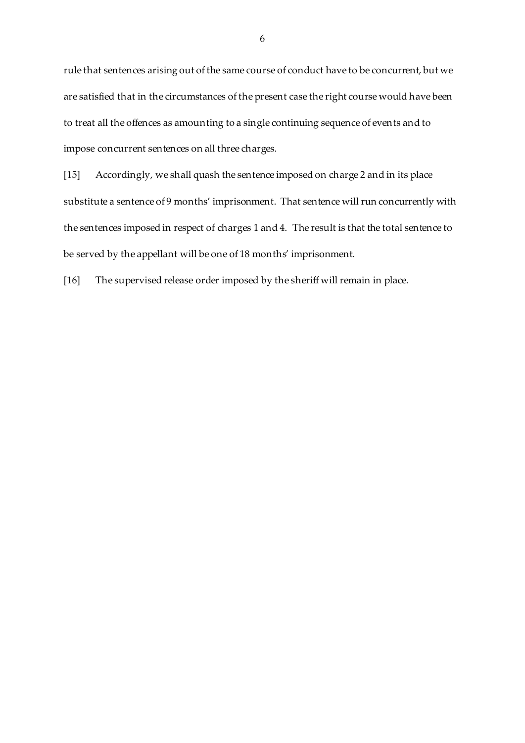rule that sentences arising out of the same course of conduct have to be concurrent, but we are satisfied that in the circumstances of the present case the right course would have been to treat all the offences as amounting to a single continuing sequence of events and to impose concurrent sentences on all three charges.

[15] Accordingly, we shall quash the sentence imposed on charge 2 and in its place substitute a sentence of 9 months' imprisonment. That sentence will run concurrently with the sentences imposed in respect of charges 1 and 4. The result is that the total sentence to be served by the appellant will be one of 18 months' imprisonment.

[16] The supervised release order imposed by the sheriff will remain in place.